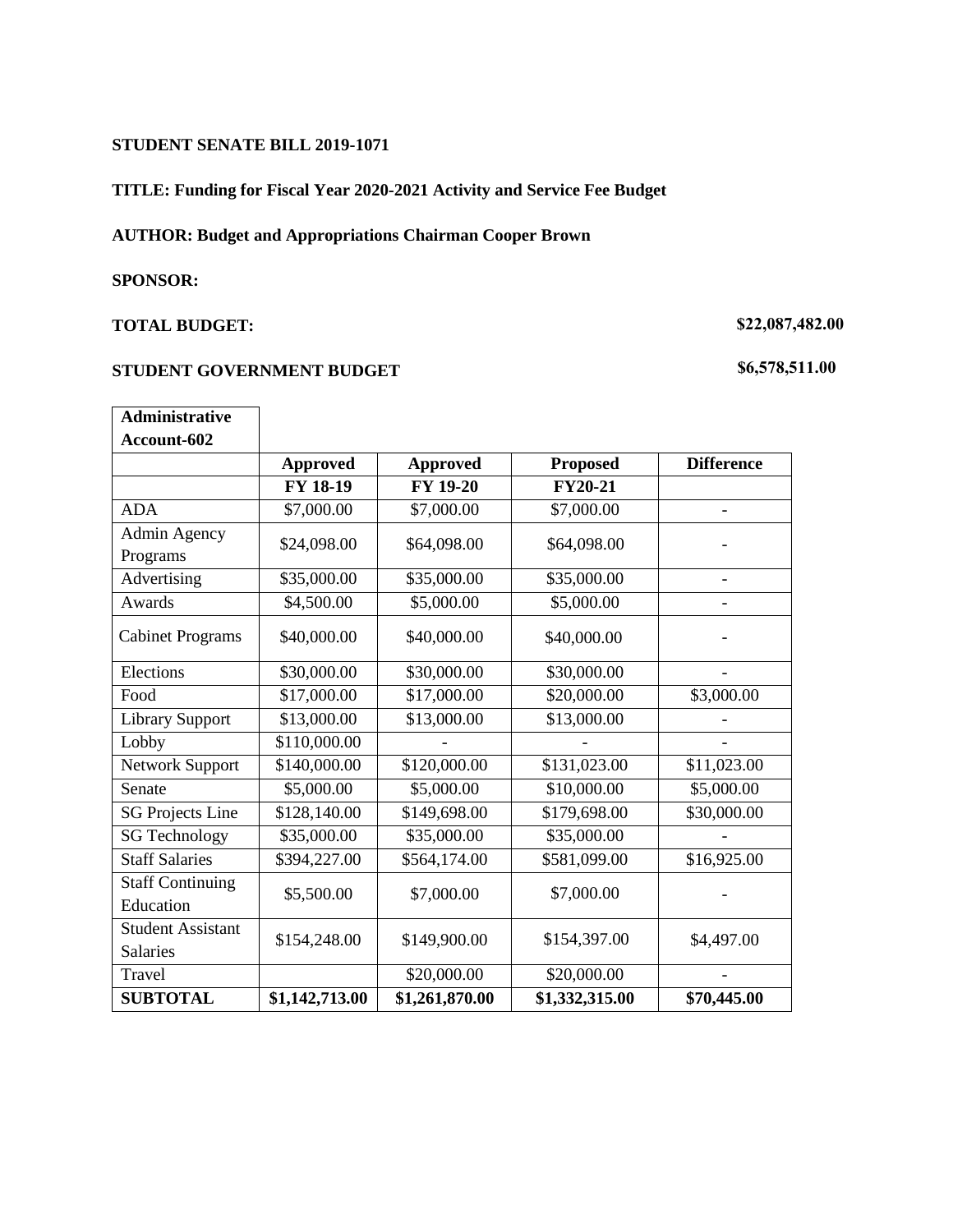**STUDENT SENATE BILL 2019-1071**

**TITLE: Funding for Fiscal Year 2020-2021 Activity and Service Fee Budget**

**AUTHOR: Budget and Appropriations Chairman Cooper Brown**

**SPONSOR:**

**TOTAL BUDGET:** **\$22,087,482.00**

**STUDENT GOVERNMENT BUDGET** **\$6,578,511.00**

| **Administrative Account-602** | | | | |
|---|---|---|---|---|
| | **Approved FY 18-19** | **Approved FY 19-20** | **Proposed FY20-21** | **Difference** |
| ADA | \$7,000.00 | \$7,000.00 | \$7,000.00 | - |
| Admin Agency Programs | \$24,098.00 | \$64,098.00 | \$64,098.00 | - |
| Advertising | \$35,000.00 | \$35,000.00 | \$35,000.00 | - |
| Awards | \$4,500.00 | \$5,000.00 | \$5,000.00 | - |
| Cabinet Programs | \$40,000.00 | \$40,000.00 | \$40,000.00 | - |
| Elections | \$30,000.00 | \$30,000.00 | \$30,000.00 | - |
| Food | \$17,000.00 | \$17,000.00 | \$20,000.00 | \$3,000.00 |
| Library Support | \$13,000.00 | \$13,000.00 | \$13,000.00 | - |
| Lobby | \$110,000.00 | - | - | - |
| Network Support | \$140,000.00 | \$120,000.00 | \$131,023.00 | \$11,023.00 |
| Senate | \$5,000.00 | \$5,000.00 | \$10,000.00 | \$5,000.00 |
| SG Projects Line | \$128,140.00 | \$149,698.00 | \$179,698.00 | \$30,000.00 |
| SG Technology | \$35,000.00 | \$35,000.00 | \$35,000.00 | - |
| Staff Salaries | \$394,227.00 | \$564,174.00 | \$581,099.00 | \$16,925.00 |
| Staff Continuing Education | \$5,500.00 | \$7,000.00 | \$7,000.00 | - |
| Student Assistant Salaries | \$154,248.00 | \$149,900.00 | \$154,397.00 | \$4,497.00 |
| Travel | | \$20,000.00 | \$20,000.00 | - |
| **SUBTOTAL** | **\$1,142,713.00** | **\$1,261,870.00** | **\$1,332,315.00** | **\$70,445.00** |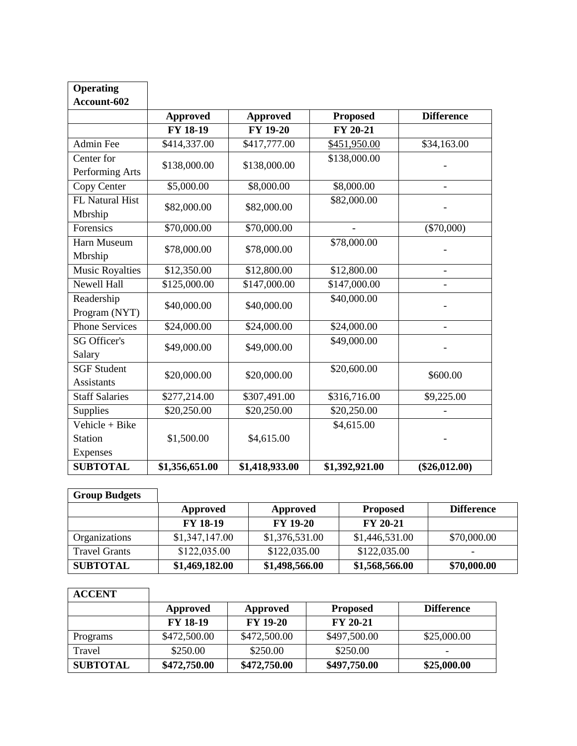| Operating Account-602 | | | | |
|---|---|---|---|---|
| | **Approved** | **Approved** | **Proposed** | **Difference** |
| | **FY 18-19** | **FY 19-20** | **FY 20-21** | |
| Admin Fee | $414,337.00 | $417,777.00 | $451,950.00 | $34,163.00 |
| Center for Performing Arts | $138,000.00 | $138,000.00 | $138,000.00 | - |
| Copy Center | $5,000.00 | $8,000.00 | $8,000.00 | - |
| FL Natural Hist Mbrship | $82,000.00 | $82,000.00 | $82,000.00 | - |
| Forensics | $70,000.00 | $70,000.00 | - | ($70,000) |
| Harn Museum Mbrship | $78,000.00 | $78,000.00 | $78,000.00 | - |
| Music Royalties | $12,350.00 | $12,800.00 | $12,800.00 | - |
| Newell Hall | $125,000.00 | $147,000.00 | $147,000.00 | - |
| Readership Program (NYT) | $40,000.00 | $40,000.00 | $40,000.00 | - |
| Phone Services | $24,000.00 | $24,000.00 | $24,000.00 | - |
| SG Officer's Salary | $49,000.00 | $49,000.00 | $49,000.00 | - |
| SGF Student Assistants | $20,000.00 | $20,000.00 | $20,600.00 | $600.00 |
| Staff Salaries | $277,214.00 | $307,491.00 | $316,716.00 | $9,225.00 |
| Supplies | $20,250.00 | $20,250.00 | $20,250.00 | - |
| Vehicle + Bike Station Expenses | $1,500.00 | $4,615.00 | $4,615.00 | - |
| **SUBTOTAL** | **$1,356,651.00** | **$1,418,933.00** | **$1,392,921.00** | **($26,012.00)** |

| Group Budgets | | | | |
|---|---|---|---|---|
| | **Approved** | **Approved** | **Proposed** | **Difference** |
| | **FY 18-19** | **FY 19-20** | **FY 20-21** | |
| Organizations | $1,347,147.00 | $1,376,531.00 | $1,446,531.00 | $70,000.00 |
| Travel Grants | $122,035.00 | $122,035.00 | $122,035.00 | - |
| **SUBTOTAL** | **$1,469,182.00** | **$1,498,566.00** | **$1,568,566.00** | **$70,000.00** |

| ACCENT | | | | |
|---|---|---|---|---|
| | **Approved** | **Approved** | **Proposed** | **Difference** |
| | **FY 18-19** | **FY 19-20** | **FY 20-21** | |
| Programs | $472,500.00 | $472,500.00 | $497,500.00 | $25,000.00 |
| Travel | $250.00 | $250.00 | $250.00 | - |
| **SUBTOTAL** | **$472,750.00** | **$472,750.00** | **$497,750.00** | **$25,000.00** |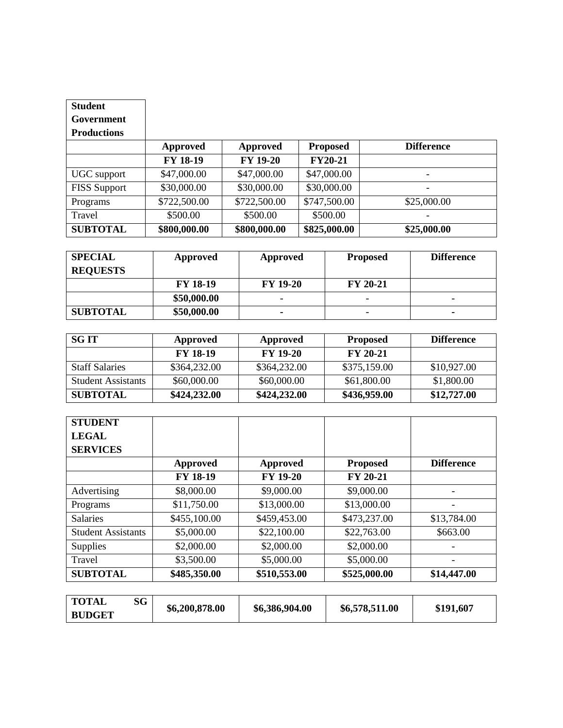| Student Government Productions | | | | |
|---|---|---|---|---|
| | **Approved** | **Approved** | **Proposed** | **Difference** |
| | **FY 18-19** | **FY 19-20** | **FY20-21** | |
| UGC support | $47,000.00 | $47,000.00 | $47,000.00 | - |
| FISS Support | $30,000.00 | $30,000.00 | $30,000.00 | - |
| Programs | $722,500.00 | $722,500.00 | $747,500.00 | $25,000.00 |
| Travel | $500.00 | $500.00 | $500.00 | - |
| **SUBTOTAL** | **$800,000.00** | **$800,000.00** | **$825,000.00** | **$25,000.00** |

| **SPECIAL REQUESTS** | **Approved** | **Approved** | **Proposed** | **Difference** |
|---|---|---|---|---|
| | **FY 18-19** | **FY 19-20** | **FY 20-21** | |
| | **$50,000.00** | **-** | **-** | **-** |
| **SUBTOTAL** | **$50,000.00** | **-** | **-** | **-** |

| **SG IT** | **Approved** | **Approved** | **Proposed** | **Difference** |
|---|---|---|---|---|
| | **FY 18-19** | **FY 19-20** | **FY 20-21** | |
| Staff Salaries | $364,232.00 | $364,232.00 | $375,159.00 | $10,927.00 |
| Student Assistants | $60,000.00 | $60,000.00 | $61,800.00 | $1,800.00 |
| **SUBTOTAL** | **$424,232.00** | **$424,232.00** | **$436,959.00** | **$12,727.00** |

| **STUDENT LEGAL SERVICES** | | | | |
|---|---|---|---|---|
| | **Approved** | **Approved** | **Proposed** | **Difference** |
| | **FY 18-19** | **FY 19-20** | **FY 20-21** | |
| Advertising | $8,000.00 | $9,000.00 | $9,000.00 | - |
| Programs | $11,750.00 | $13,000.00 | $13,000.00 | - |
| Salaries | $455,100.00 | $459,453.00 | $473,237.00 | $13,784.00 |
| Student Assistants | $5,000.00 | $22,100.00 | $22,763.00 | $663.00 |
| Supplies | $2,000.00 | $2,000.00 | $2,000.00 | - |
| Travel | $3,500.00 | $5,000.00 | $5,000.00 | - |
| **SUBTOTAL** | **$485,350.00** | **$510,553.00** | **$525,000.00** | **$14,447.00** |

| **TOTAL SG BUDGET** | **$6,200,878.00** | **$6,386,904.00** | **$6,578,511.00** | **$191,607** |
|---|---|---|---|---|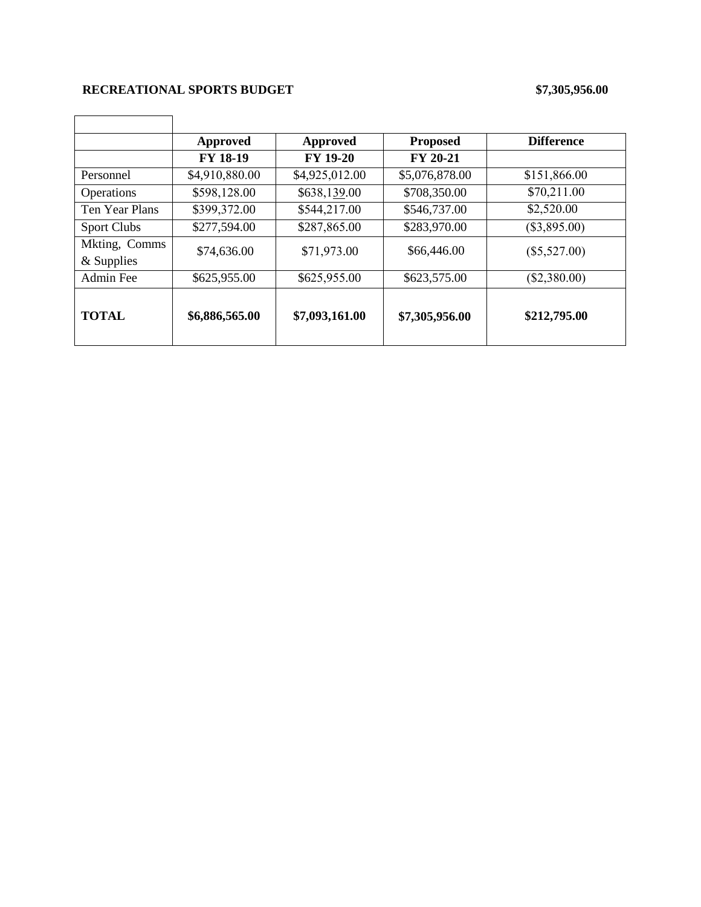**RECREATIONAL SPORTS BUDGET** **$7,305,956.00**

| | Approved FY 18-19 | Approved FY 19-20 | Proposed FY 20-21 | Difference |
|---|---|---|---|---|
| Personnel | $4,910,880.00 | $4,925,012.00 | $5,076,878.00 | $151,866.00 |
| Operations | $598,128.00 | $638,139.00 | $708,350.00 | $70,211.00 |
| Ten Year Plans | $399,372.00 | $544,217.00 | $546,737.00 | $2,520.00 |
| Sport Clubs | $277,594.00 | $287,865.00 | $283,970.00 | ($3,895.00) |
| Mkting, Comms & Supplies | $74,636.00 | $71,973.00 | $66,446.00 | ($5,527.00) |
| Admin Fee | $625,955.00 | $625,955.00 | $623,575.00 | ($2,380.00) |
| **TOTAL** | **$6,886,565.00** | **$7,093,161.00** | **$7,305,956.00** | **$212,795.00** |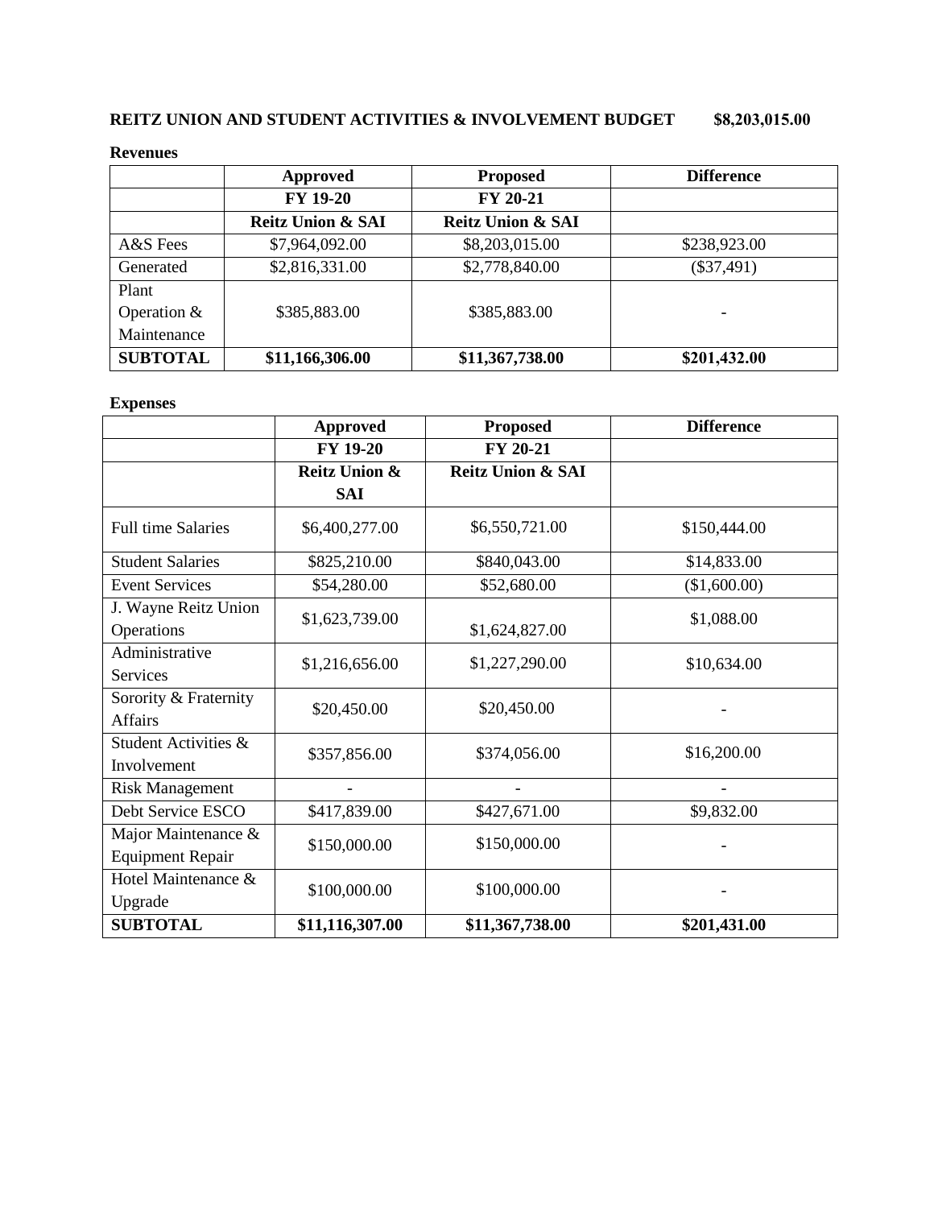**REITZ UNION AND STUDENT ACTIVITIES & INVOLVEMENT BUDGET $8,203,015.00**

**Revenues**

| | Approved | Proposed | Difference |
|---|---|---|---|
| | FY 19-20 | FY 20-21 | |
| | Reitz Union & SAI | Reitz Union & SAI | |
| A&S Fees | $7,964,092.00 | $8,203,015.00 | $238,923.00 |
| Generated | $2,816,331.00 | $2,778,840.00 | ($37,491) |
| Plant Operation & Maintenance | $385,883.00 | $385,883.00 | - |
| **SUBTOTAL** | **$11,166,306.00** | **$11,367,738.00** | **$201,432.00** |

**Expenses**

| | Approved | Proposed | Difference |
|---|---|---|---|
| | FY 19-20 | FY 20-21 | |
| | Reitz Union & SAI | Reitz Union & SAI | |
| Full time Salaries | $6,400,277.00 | $6,550,721.00 | $150,444.00 |
| Student Salaries | $825,210.00 | $840,043.00 | $14,833.00 |
| Event Services | $54,280.00 | $52,680.00 | ($1,600.00) |
| J. Wayne Reitz Union Operations | $1,623,739.00 | $1,624,827.00 | $1,088.00 |
| Administrative Services | $1,216,656.00 | $1,227,290.00 | $10,634.00 |
| Sorority & Fraternity Affairs | $20,450.00 | $20,450.00 | - |
| Student Activities & Involvement | $357,856.00 | $374,056.00 | $16,200.00 |
| Risk Management | - | - | - |
| Debt Service ESCO | $417,839.00 | $427,671.00 | $9,832.00 |
| Major Maintenance & Equipment Repair | $150,000.00 | $150,000.00 | - |
| Hotel Maintenance & Upgrade | $100,000.00 | $100,000.00 | - |
| **SUBTOTAL** | **$11,116,307.00** | **$11,367,738.00** | **$201,431.00** |